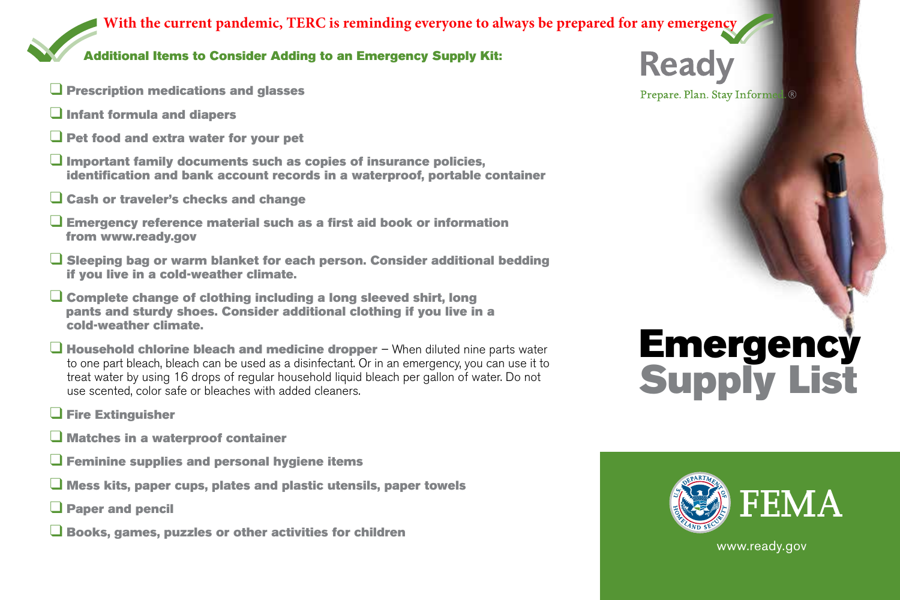With the current pandemic, TERC is reminding everyone to always be prepared for any emergency

## Additional Items to Consider Adding to an Emergency Supply Kit:

- ❑ **Prescription medications and glasses**
- ❑ **Infant formula and diapers**
- ❑ **Pet food and extra water for your pet**
- ❑ **Important family documents such as copies of insurance policies, identification and bank account records in a waterproof, portable container**
- ❑ **Cash or traveler's checks and change**
- ❑ **Emergency reference material such as a first aid book or information from www.ready.gov**
- ❑ **Sleeping bag or warm blanket for each person. Consider additional bedding if you live in a cold-weather climate.**
- ❑ **Complete change of clothing including a long sleeved shirt, long pants and sturdy shoes. Consider additional clothing if you live in a cold-weather climate.**
- ❑ **Household chlorine bleach and medicine dropper** – When diluted nine parts water to one part bleach, bleach can be used as a disinfectant. Or in an emergency, you can use it to treat water by using 16 drops of regular household liquid bleach per gallon of water. Do not use scented, color safe or bleaches with added cleaners.
- ❑ **Fire Extinguisher**
- ❑ **Matches in a waterproof container**
- ❑ **Feminine supplies and personal hygiene items**
- ❑ **Mess kits, paper cups, plates and plastic utensils, paper towels**
- ❑ **Paper and pencil**
- ❑ **Books, games, puzzles or other activities for children**

Ready

Prepare. Plan. Stay Informed.®

# Emergency Supply List

FEMA

www.ready.gov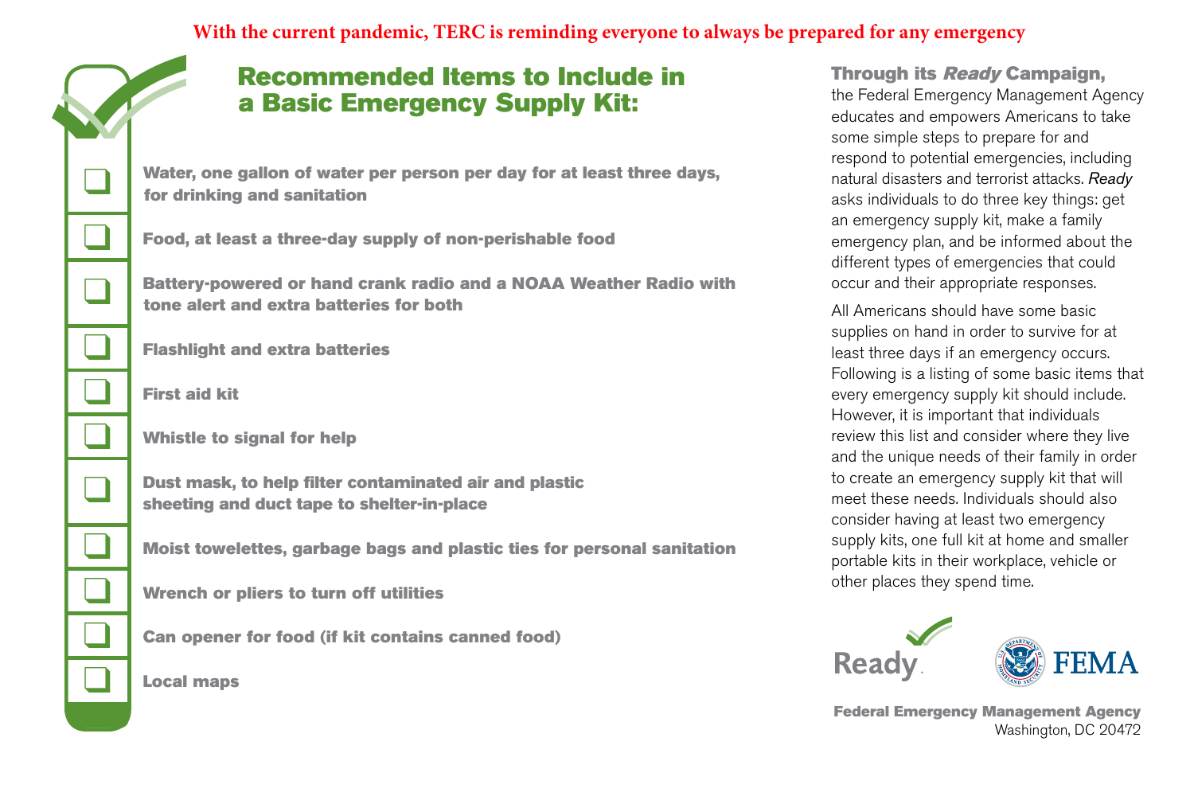**With the current pandemic, TERC is reminding everyone to always be prepared for any emergency**

## Recommended Items to Include in a Basic Emergency Supply Kit:

- ❑ **Water, one gallon of water per person per day for at least three days, for drinking and sanitation**
- ❑ **Food, at least a three-day supply of non-perishable food**
- ❑ **Battery-powered or hand crank radio and a NOAA Weather Radio with tone alert and extra batteries for both**
- ❑ **Flashlight and extra batteries**
- ❑ **First aid kit**
- ❑ **Whistle to signal for help**
- ❑ **Dust mask, to help filter contaminated air and plastic sheeting and duct tape to shelter-in-place**
- ❑ **Moist towelettes, garbage bags and plastic ties for personal sanitation**
- ❑ **Wrench or pliers to turn off utilities**
- ❑ **Can opener for food (if kit contains canned food)**
- ❑ **Local maps**

### Through its *Ready* Campaign,

the Federal Emergency Management Agency educates and empowers Americans to take some simple steps to prepare for and respond to potential emergencies, including natural disasters and terrorist attacks. *Ready* asks individuals to do three key things: get an emergency supply kit, make a family emergency plan, and be informed about the different types of emergencies that could occur and their appropriate responses.

All Americans should have some basic supplies on hand in order to survive for at least three days if an emergency occurs. Following is a listing of some basic items that every emergency supply kit should include. However, it is important that individuals review this list and consider where they live and the unique needs of their family in order to create an emergency supply kit that will meet these needs. Individuals should also consider having at least two emergency supply kits, one full kit at home and smaller portable kits in their workplace, vehicle or other places they spend time.

Ready. FEMA

**Federal Emergency Management Agency**
Washington, DC 20472